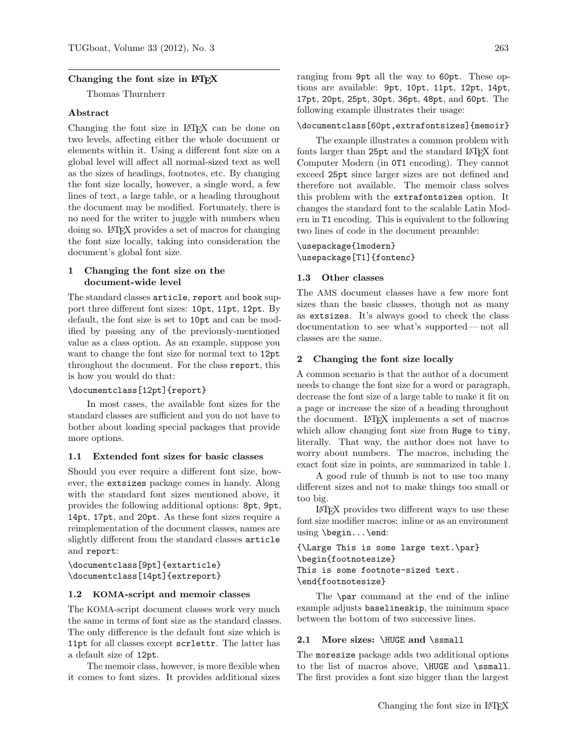# Changing the font size in LaTeX

Thomas Thurnherr

## Abstract

Changing the font size in LaTeX can be done on two levels, affecting either the whole document or elements within it. Using a different font size on a global level will affect all normal-sized text as well as the sizes of headings, footnotes, etc. By changing the font size locally, however, a single word, a few lines of text, a large table, or a heading throughout the document may be modified. Fortunately, there is no need for the writer to juggle with numbers when doing so. LaTeX provides a set of macros for changing the font size locally, taking into consideration the document's global font size.

## 1 Changing the font size on the document-wide level

The standard classes `article`, `report` and `book` support three different font sizes: `10pt`, `11pt`, `12pt`. By default, the font size is set to `10pt` and can be modified by passing any of the previously-mentioned value as a class option. As an example, suppose you want to change the font size for normal text to `12pt` throughout the document. For the class `report`, this is how you would do that:

```
\documentclass[12pt]{report}
```

In most cases, the available font sizes for the standard classes are sufficient and you do not have to bother about loading special packages that provide more options.

### 1.1 Extended font sizes for basic classes

Should you ever require a different font size, however, the `extsizes` package comes in handy. Along with the standard font sizes mentioned above, it provides the following additional options: `8pt`, `9pt`, `14pt`, `17pt`, and `20pt`. As these font sizes require a reimplementation of the document classes, names are slightly different from the standard classes `article` and `report`:

```
\documentclass[9pt]{extarticle}
\documentclass[14pt]{extreport}
```

### 1.2 KOMA-script and memoir classes

The KOMA-script document classes work very much the same in terms of font size as the standard classes. The only difference is the default font size which is `11pt` for all classes except `scrlettr`. The latter has a default size of `12pt`.

The memoir class, however, is more flexible when it comes to font sizes. It provides additional sizes ranging from `9pt` all the way to `60pt`. These options are available: `9pt`, `10pt`, `11pt`, `12pt`, `14pt`, `17pt`, `20pt`, `25pt`, `30pt`, `36pt`, `48pt`, and `60pt`. The following example illustrates their usage:

```
\documentclass[60pt,extrafontsizes]{memoir}
```

The example illustrates a common problem with fonts larger than `25pt` and the standard LaTeX font Computer Modern (in `OT1` encoding). They cannot exceed `25pt` since larger sizes are not defined and therefore not available. The memoir class solves this problem with the `extrafontsizes` option. It changes the standard font to the scalable Latin Modern in `T1` encoding. This is equivalent to the following two lines of code in the document preamble:

```
\usepackage{lmodern}
\usepackage[T1]{fontenc}
```

### 1.3 Other classes

The AMS document classes have a few more font sizes than the basic classes, though not as many as `extsizes`. It's always good to check the class documentation to see what's supported — not all classes are the same.

## 2 Changing the font size locally

A common scenario is that the author of a document needs to change the font size for a word or paragraph, decrease the font size of a large table to make it fit on a page or increase the size of a heading throughout the document. LaTeX implements a set of macros which allow changing font size from `Huge` to `tiny`, literally. That way, the author does not have to worry about numbers. The macros, including the exact font size in points, are summarized in table 1.

A good rule of thumb is not to use too many different sizes and not to make things too small or too big.

LaTeX provides two different ways to use these font size modifier macros: inline or as an environment using `\begin...\end`:

```
{\Large This is some large text.\par}
\begin{footnotesize}
This is some footnote-sized text.
\end{footnotesize}
```

The `\par` command at the end of the inline example adjusts `baselineskip`, the minimum space between the bottom of two successive lines.

### 2.1 More sizes: `\HUGE` and `\ssmall`

The `moresize` package adds two additional options to the list of macros above, `\HUGE` and `\ssmall`. The first provides a font size bigger than the largest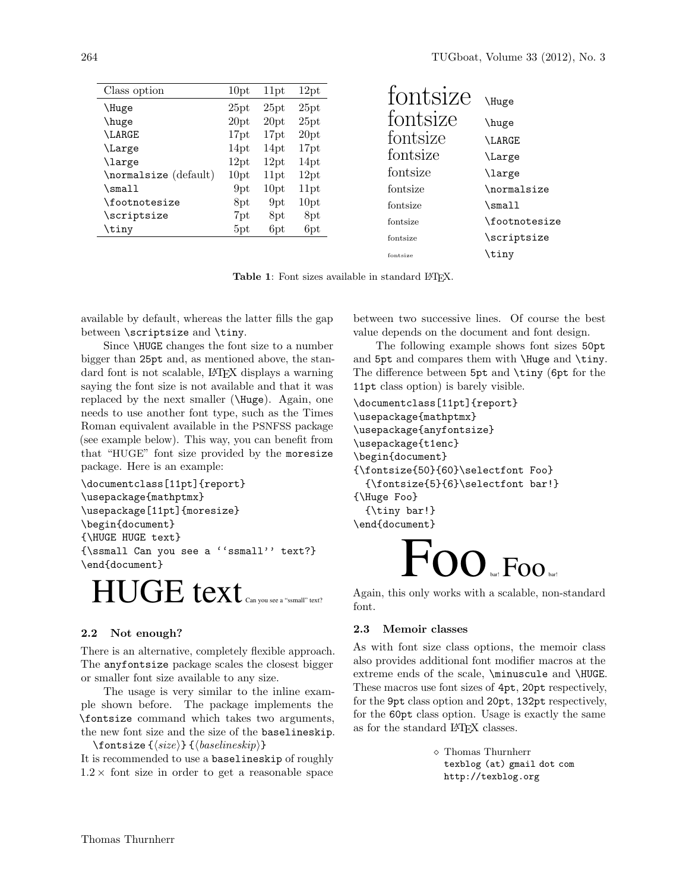| Class option | 10pt | 11pt | 12pt |
|---|---|---|---|
| `\Huge` | 25pt | 25pt | 25pt |
| `\huge` | 20pt | 20pt | 25pt |
| `\LARGE` | 17pt | 17pt | 20pt |
| `\Large` | 14pt | 14pt | 17pt |
| `\large` | 12pt | 12pt | 14pt |
| `\normalsize` (default) | 10pt | 11pt | 12pt |
| `\small` | 9pt | 10pt | 11pt |
| `\footnotesize` | 8pt | 9pt | 10pt |
| `\scriptsize` | 7pt | 8pt | 8pt |
| `\tiny` | 5pt | 6pt | 6pt |

| | |
|---|---|
| fontsize | `\Huge` |
| fontsize | `\huge` |
| fontsize | `\LARGE` |
| fontsize | `\Large` |
| fontsize | `\large` |
| fontsize | `\normalsize` |
| fontsize | `\small` |
| fontsize | `\footnotesize` |
| fontsize | `\scriptsize` |
| fontsize | `\tiny` |

**Table 1**: Font sizes available in standard LaTeX.

available by default, whereas the latter fills the gap between `\scriptsize` and `\tiny`.

Since `\HUGE` changes the font size to a number bigger than `25pt` and, as mentioned above, the standard font is not scalable, LaTeX displays a warning saying the font size is not available and that it was replaced by the next smaller (`\Huge`). Again, one needs to use another font type, such as the Times Roman equivalent available in the PSNFSS package (see example below). This way, you can benefit from that "HUGE" font size provided by the `moresize` package. Here is an example:

```
\documentclass[11pt]{report}
\usepackage{mathptmx}
\usepackage[11pt]{moresize}
\begin{document}
{\HUGE HUGE text}
{\ssmall Can you see a ‘‘ssmall’’ text?}
\end{document}
```

HUGE text Can you see a "ssmall" text?

### 2.2 Not enough?

There is an alternative, completely flexible approach. The `anyfontsize` package scales the closest bigger or smaller font size available to any size.

The usage is very similar to the inline example shown before. The package implements the `\fontsize` command which takes two arguments, the new font size and the size of the `baselineskip`.

`\fontsize{`⟨*size*⟩`}{`⟨*baselineskip*⟩`}`

It is recommended to use a `baselineskip` of roughly $1.2\times$ font size in order to get a reasonable space between two successive lines. Of course the best value depends on the document and font design.

The following example shows font sizes `50pt` and `5pt` and compares them with `\Huge` and `\tiny`. The difference between `5pt` and `\tiny` (`6pt` for the `11pt` class option) is barely visible.

```
\documentclass[11pt]{report}
\usepackage{mathptmx}
\usepackage{anyfontsize}
\usepackage{t1enc}
\begin{document}
{\fontsize{50}{60}\selectfont Foo}
  {\fontsize{5}{6}\selectfont bar!}
{\Huge Foo}
  {\tiny bar!}
\end{document}
```

Foo bar! Foo bar!

Again, this only works with a scalable, non-standard font.

### 2.3 Memoir classes

As with font size class options, the memoir class also provides additional font modifier macros at the extreme ends of the scale, `\minuscule` and `\HUGE`. These macros use font sizes of `4pt`, `20pt` respectively, for the `9pt` class option and `20pt`, `132pt` respectively, for the `60pt` class option. Usage is exactly the same as for the standard LaTeX classes.

⋄ Thomas Thurnherr
`texblog (at) gmail dot com`
`http://texblog.org`